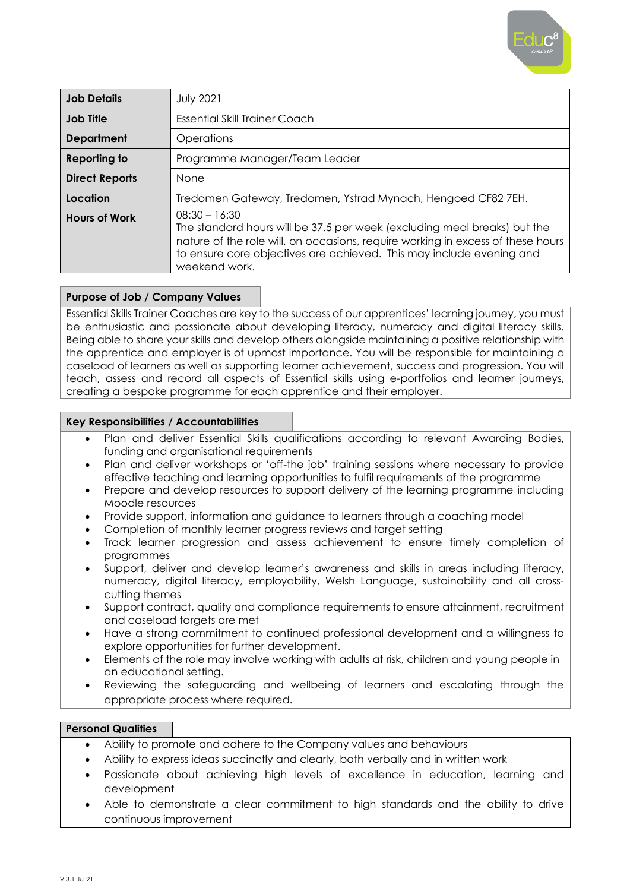| Job Details | July 2021 |
|---|---|
| **Job Title** | Essential Skill Trainer Coach |
| **Department** | Operations |
| **Reporting to** | Programme Manager/Team Leader |
| **Direct Reports** | None |
| **Location** | Tredomen Gateway, Tredomen, Ystrad Mynach, Hengoed CF82 7EH. |
| **Hours of Work** | 08:30 – 16:30<br>The standard hours will be 37.5 per week (excluding meal breaks) but the nature of the role will, on occasions, require working in excess of these hours to ensure core objectives are achieved. This may include evening and weekend work. |

## Purpose of Job / Company Values

Essential Skills Trainer Coaches are key to the success of our apprentices' learning journey, you must be enthusiastic and passionate about developing literacy, numeracy and digital literacy skills. Being able to share your skills and develop others alongside maintaining a positive relationship with the apprentice and employer is of upmost importance. You will be responsible for maintaining a caseload of learners as well as supporting learner achievement, success and progression. You will teach, assess and record all aspects of Essential skills using e-portfolios and learner journeys, creating a bespoke programme for each apprentice and their employer.

## Key Responsibilities / Accountabilities

- Plan and deliver Essential Skills qualifications according to relevant Awarding Bodies, funding and organisational requirements
- Plan and deliver workshops or 'off-the job' training sessions where necessary to provide effective teaching and learning opportunities to fulfil requirements of the programme
- Prepare and develop resources to support delivery of the learning programme including Moodle resources
- Provide support, information and guidance to learners through a coaching model
- Completion of monthly learner progress reviews and target setting
- Track learner progression and assess achievement to ensure timely completion of programmes
- Support, deliver and develop learner's awareness and skills in areas including literacy, numeracy, digital literacy, employability, Welsh Language, sustainability and all cross-cutting themes
- Support contract, quality and compliance requirements to ensure attainment, recruitment and caseload targets are met
- Have a strong commitment to continued professional development and a willingness to explore opportunities for further development.
- Elements of the role may involve working with adults at risk, children and young people in an educational setting.
- Reviewing the safeguarding and wellbeing of learners and escalating through the appropriate process where required.

## Personal Qualities

- Ability to promote and adhere to the Company values and behaviours
- Ability to express ideas succinctly and clearly, both verbally and in written work
- Passionate about achieving high levels of excellence in education, learning and development
- Able to demonstrate a clear commitment to high standards and the ability to drive continuous improvement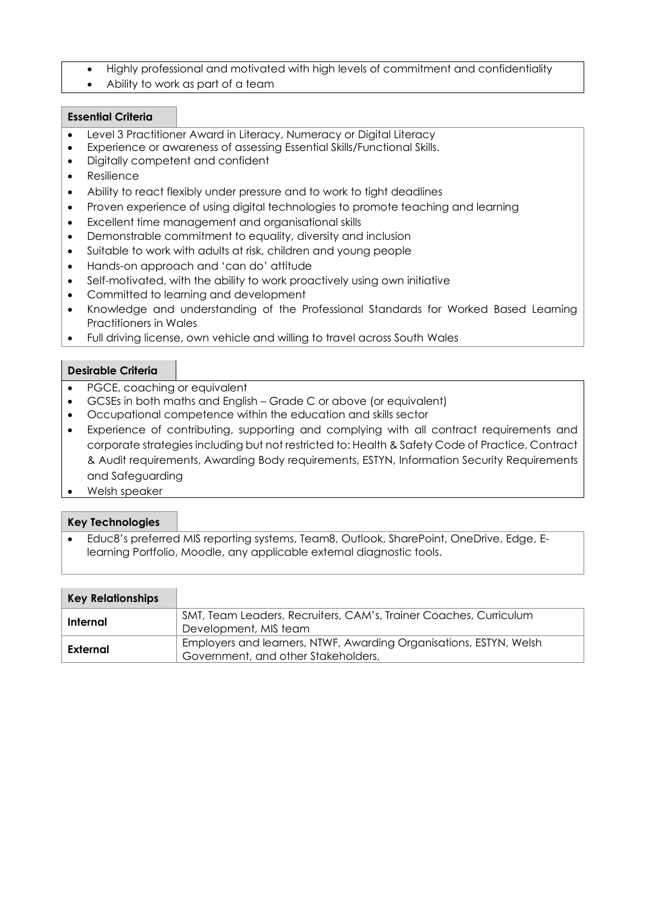- Highly professional and motivated with high levels of commitment and confidentiality
- Ability to work as part of a team

**Essential Criteria**

- Level 3 Practitioner Award in Literacy, Numeracy or Digital Literacy
- Experience or awareness of assessing Essential Skills/Functional Skills.
- Digitally competent and confident
- Resilience
- Ability to react flexibly under pressure and to work to tight deadlines
- Proven experience of using digital technologies to promote teaching and learning
- Excellent time management and organisational skills
- Demonstrable commitment to equality, diversity and inclusion
- Suitable to work with adults at risk, children and young people
- Hands-on approach and 'can do' attitude
- Self-motivated, with the ability to work proactively using own initiative
- Committed to learning and development
- Knowledge and understanding of the Professional Standards for Worked Based Learning Practitioners in Wales
- Full driving license, own vehicle and willing to travel across South Wales

**Desirable Criteria**

- PGCE, coaching or equivalent
- GCSEs in both maths and English – Grade C or above (or equivalent)
- Occupational competence within the education and skills sector
- Experience of contributing, supporting and complying with all contract requirements and corporate strategies including but not restricted to: Health & Safety Code of Practice, Contract & Audit requirements, Awarding Body requirements, ESTYN, Information Security Requirements and Safeguarding
- Welsh speaker

**Key Technologies**

- Educ8's preferred MIS reporting systems, Team8, Outlook, SharePoint, OneDrive, Edge, E-learning Portfolio, Moodle, any applicable external diagnostic tools.

| **Key Relationships** | |
|---|---|
| **Internal** | SMT, Team Leaders, Recruiters, CAM's, Trainer Coaches, Curriculum Development, MIS team |
| **External** | Employers and learners, NTWF, Awarding Organisations, ESTYN, Welsh Government, and other Stakeholders, |